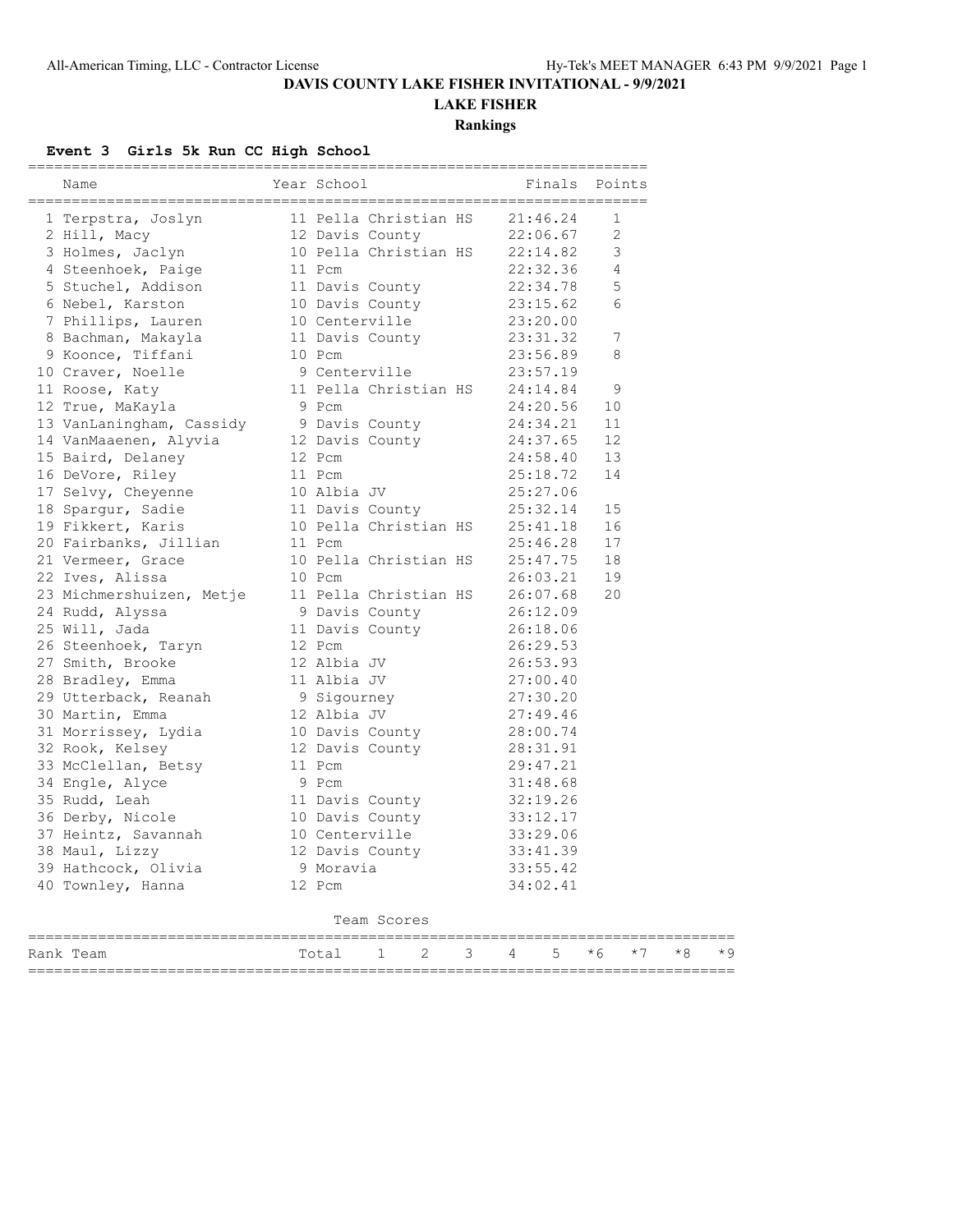# DAVIS COUNTY LAKE FISHER INVITATIONAL - 9/9/2021

## LAKE FISHER

### Rankings

**Event 3 Girls 5k Run CC High School**

| | Name | Year | School | Finals | Points |
|---|---|---|---|---|---|
| 1 | Terpstra, Joslyn | 11 | Pella Christian HS | 21:46.24 | 1 |
| 2 | Hill, Macy | 12 | Davis County | 22:06.67 | 2 |
| 3 | Holmes, Jaclyn | 10 | Pella Christian HS | 22:14.82 | 3 |
| 4 | Steenhoek, Paige | 11 | Pcm | 22:32.36 | 4 |
| 5 | Stuchel, Addison | 11 | Davis County | 22:34.78 | 5 |
| 6 | Nebel, Karston | 10 | Davis County | 23:15.62 | 6 |
| 7 | Phillips, Lauren | 10 | Centerville | 23:20.00 | |
| 8 | Bachman, Makayla | 11 | Davis County | 23:31.32 | 7 |
| 9 | Koonce, Tiffani | 10 | Pcm | 23:56.89 | 8 |
| 10 | Craver, Noelle | 9 | Centerville | 23:57.19 | |
| 11 | Roose, Katy | 11 | Pella Christian HS | 24:14.84 | 9 |
| 12 | True, MaKayla | 9 | Pcm | 24:20.56 | 10 |
| 13 | VanLaningham, Cassidy | 9 | Davis County | 24:34.21 | 11 |
| 14 | VanMaanen, Alyvia | 12 | Davis County | 24:37.65 | 12 |
| 15 | Baird, Delaney | 12 | Pcm | 24:58.40 | 13 |
| 16 | DeVore, Riley | 11 | Pcm | 25:18.72 | 14 |
| 17 | Selvy, Cheyenne | 10 | Albia JV | 25:27.06 | |
| 18 | Spargur, Sadie | 11 | Davis County | 25:32.14 | 15 |
| 19 | Fikkert, Karis | 10 | Pella Christian HS | 25:41.18 | 16 |
| 20 | Fairbanks, Jillian | 11 | Pcm | 25:46.28 | 17 |
| 21 | Vermeer, Grace | 10 | Pella Christian HS | 25:47.75 | 18 |
| 22 | Ives, Alissa | 10 | Pcm | 26:03.21 | 19 |
| 23 | Michmershuizen, Metje | 11 | Pella Christian HS | 26:07.68 | 20 |
| 24 | Rudd, Alyssa | 9 | Davis County | 26:12.09 | |
| 25 | Will, Jada | 11 | Davis County | 26:18.06 | |
| 26 | Steenhoek, Taryn | 12 | Pcm | 26:29.53 | |
| 27 | Smith, Brooke | 12 | Albia JV | 26:53.93 | |
| 28 | Bradley, Emma | 11 | Albia JV | 27:00.40 | |
| 29 | Utterback, Reanah | 9 | Sigourney | 27:30.20 | |
| 30 | Martin, Emma | 12 | Albia JV | 27:49.46 | |
| 31 | Morrissey, Lydia | 10 | Davis County | 28:00.74 | |
| 32 | Rook, Kelsey | 12 | Davis County | 28:31.91 | |
| 33 | McClellan, Betsy | 11 | Pcm | 29:47.21 | |
| 34 | Engle, Alyce | 9 | Pcm | 31:48.68 | |
| 35 | Rudd, Leah | 11 | Davis County | 32:19.26 | |
| 36 | Derby, Nicole | 10 | Davis County | 33:12.17 | |
| 37 | Heintz, Savannah | 10 | Centerville | 33:29.06 | |
| 38 | Maul, Lizzy | 12 | Davis County | 33:41.39 | |
| 39 | Hathcock, Olivia | 9 | Moravia | 33:55.42 | |
| 40 | Townley, Hanna | 12 | Pcm | 34:02.41 | |

Team Scores

| Rank | Team | Total | 1 | 2 | 3 | 4 | 5 | *6 | *7 | *8 | *9 |
|---|---|---|---|---|---|---|---|---|---|---|---|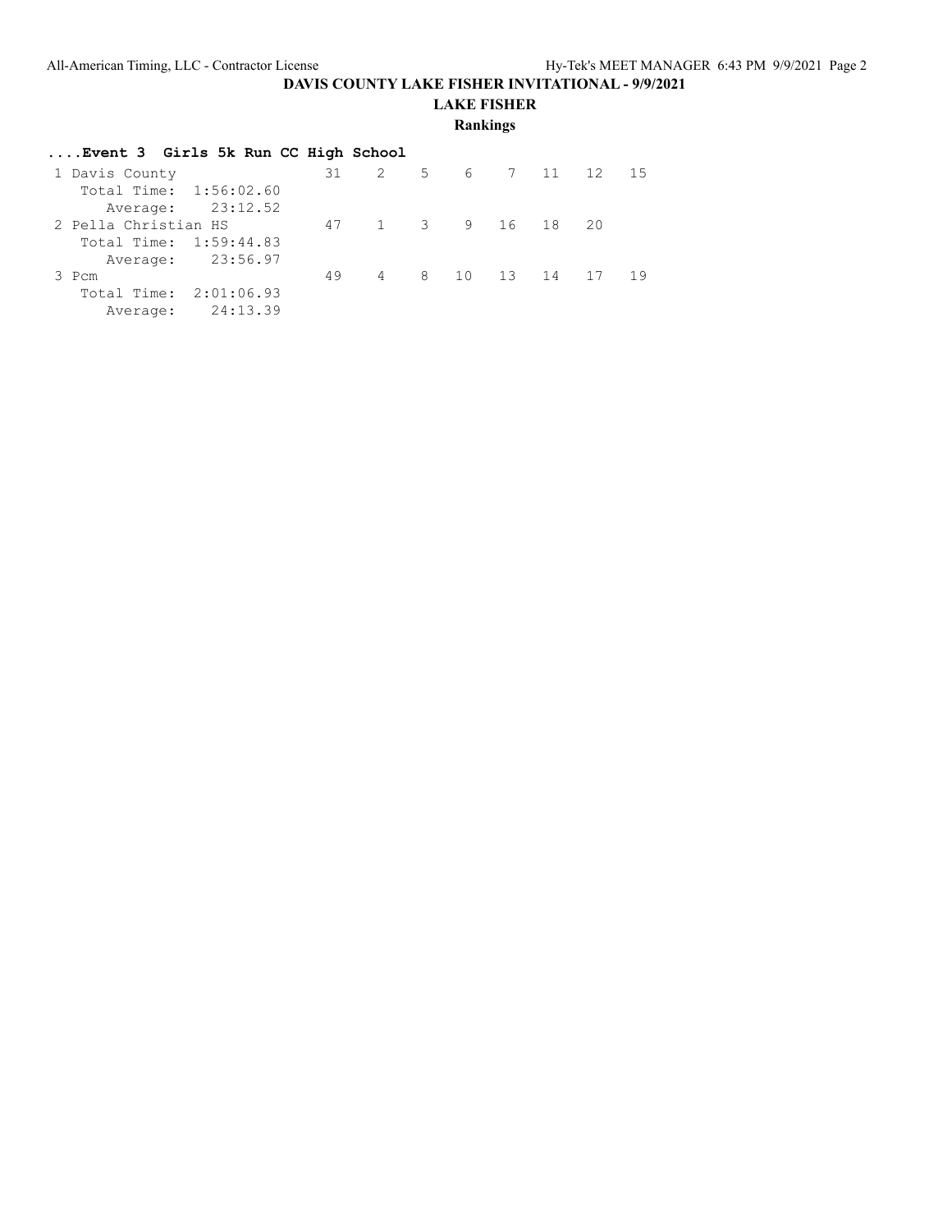**DAVIS COUNTY LAKE FISHER INVITATIONAL - 9/9/2021**

**LAKE FISHER**

**Rankings**

### ....Event 3 Girls 5k Run CC High School

| | | | | | | | | | |
|---|---|---|---|---|---|---|---|---|---|
| 1 Davis County | 31 | 2 | 5 | 6 | 7 | 11 | 12 | 15 |
| Total Time: 1:56:02.60 | | | | | | | | |
| Average: 23:12.52 | | | | | | | | |
| 2 Pella Christian HS | 47 | 1 | 3 | 9 | 16 | 18 | 20 | |
| Total Time: 1:59:44.83 | | | | | | | | |
| Average: 23:56.97 | | | | | | | | |
| 3 Pcm | 49 | 4 | 8 | 10 | 13 | 14 | 17 | 19 |
| Total Time: 2:01:06.93 | | | | | | | | |
| Average: 24:13.39 | | | | | | | | |